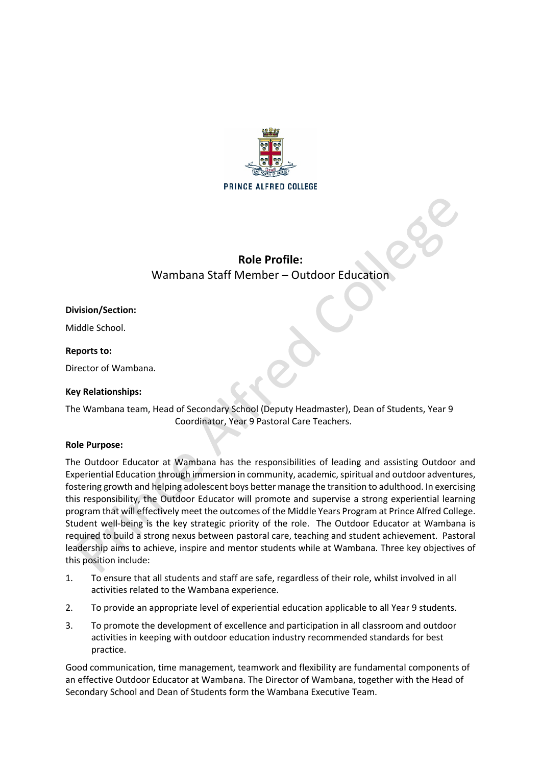PRINCE ALFRED COLLEGE

# Role Profile:

## Wambana Staff Member – Outdoor Education

**Division/Section:**

Middle School.

**Reports to:**

Director of Wambana.

**Key Relationships:**

The Wambana team, Head of Secondary School (Deputy Headmaster), Dean of Students, Year 9 Coordinator, Year 9 Pastoral Care Teachers.

**Role Purpose:**

The Outdoor Educator at Wambana has the responsibilities of leading and assisting Outdoor and Experiential Education through immersion in community, academic, spiritual and outdoor adventures, fostering growth and helping adolescent boys better manage the transition to adulthood. In exercising this responsibility, the Outdoor Educator will promote and supervise a strong experiential learning program that will effectively meet the outcomes of the Middle Years Program at Prince Alfred College. Student well-being is the key strategic priority of the role. The Outdoor Educator at Wambana is required to build a strong nexus between pastoral care, teaching and student achievement. Pastoral leadership aims to achieve, inspire and mentor students while at Wambana. Three key objectives of this position include:

1. To ensure that all students and staff are safe, regardless of their role, whilst involved in all activities related to the Wambana experience.
2. To provide an appropriate level of experiential education applicable to all Year 9 students.
3. To promote the development of excellence and participation in all classroom and outdoor activities in keeping with outdoor education industry recommended standards for best practice.

Good communication, time management, teamwork and flexibility are fundamental components of an effective Outdoor Educator at Wambana. The Director of Wambana, together with the Head of Secondary School and Dean of Students form the Wambana Executive Team.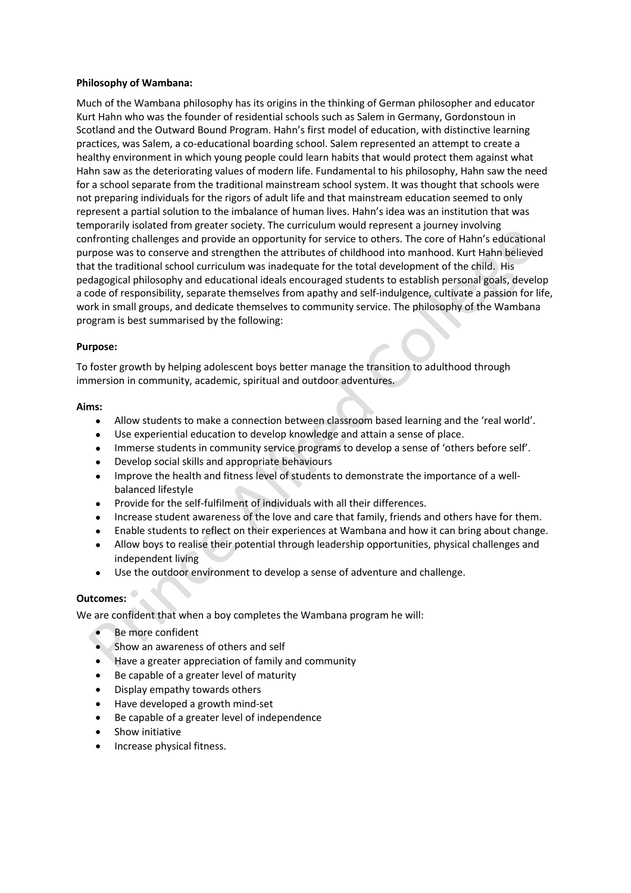**Philosophy of Wambana:**

Much of the Wambana philosophy has its origins in the thinking of German philosopher and educator Kurt Hahn who was the founder of residential schools such as Salem in Germany, Gordonstoun in Scotland and the Outward Bound Program. Hahn's first model of education, with distinctive learning practices, was Salem, a co-educational boarding school. Salem represented an attempt to create a healthy environment in which young people could learn habits that would protect them against what Hahn saw as the deteriorating values of modern life. Fundamental to his philosophy, Hahn saw the need for a school separate from the traditional mainstream school system. It was thought that schools were not preparing individuals for the rigors of adult life and that mainstream education seemed to only represent a partial solution to the imbalance of human lives. Hahn's idea was an institution that was temporarily isolated from greater society. The curriculum would represent a journey involving confronting challenges and provide an opportunity for service to others. The core of Hahn's educational purpose was to conserve and strengthen the attributes of childhood into manhood. Kurt Hahn believed that the traditional school curriculum was inadequate for the total development of the child. His pedagogical philosophy and educational ideals encouraged students to establish personal goals, develop a code of responsibility, separate themselves from apathy and self-indulgence, cultivate a passion for life, work in small groups, and dedicate themselves to community service. The philosophy of the Wambana program is best summarised by the following:

**Purpose:**

To foster growth by helping adolescent boys better manage the transition to adulthood through immersion in community, academic, spiritual and outdoor adventures.

**Aims:**

- Allow students to make a connection between classroom based learning and the 'real world'.
- Use experiential education to develop knowledge and attain a sense of place.
- Immerse students in community service programs to develop a sense of 'others before self'.
- Develop social skills and appropriate behaviours
- Improve the health and fitness level of students to demonstrate the importance of a well-balanced lifestyle
- Provide for the self-fulfilment of individuals with all their differences.
- Increase student awareness of the love and care that family, friends and others have for them.
- Enable students to reflect on their experiences at Wambana and how it can bring about change.
- Allow boys to realise their potential through leadership opportunities, physical challenges and independent living
- Use the outdoor environment to develop a sense of adventure and challenge.

**Outcomes:**

We are confident that when a boy completes the Wambana program he will:

- Be more confident
- Show an awareness of others and self
- Have a greater appreciation of family and community
- Be capable of a greater level of maturity
- Display empathy towards others
- Have developed a growth mind-set
- Be capable of a greater level of independence
- Show initiative
- Increase physical fitness.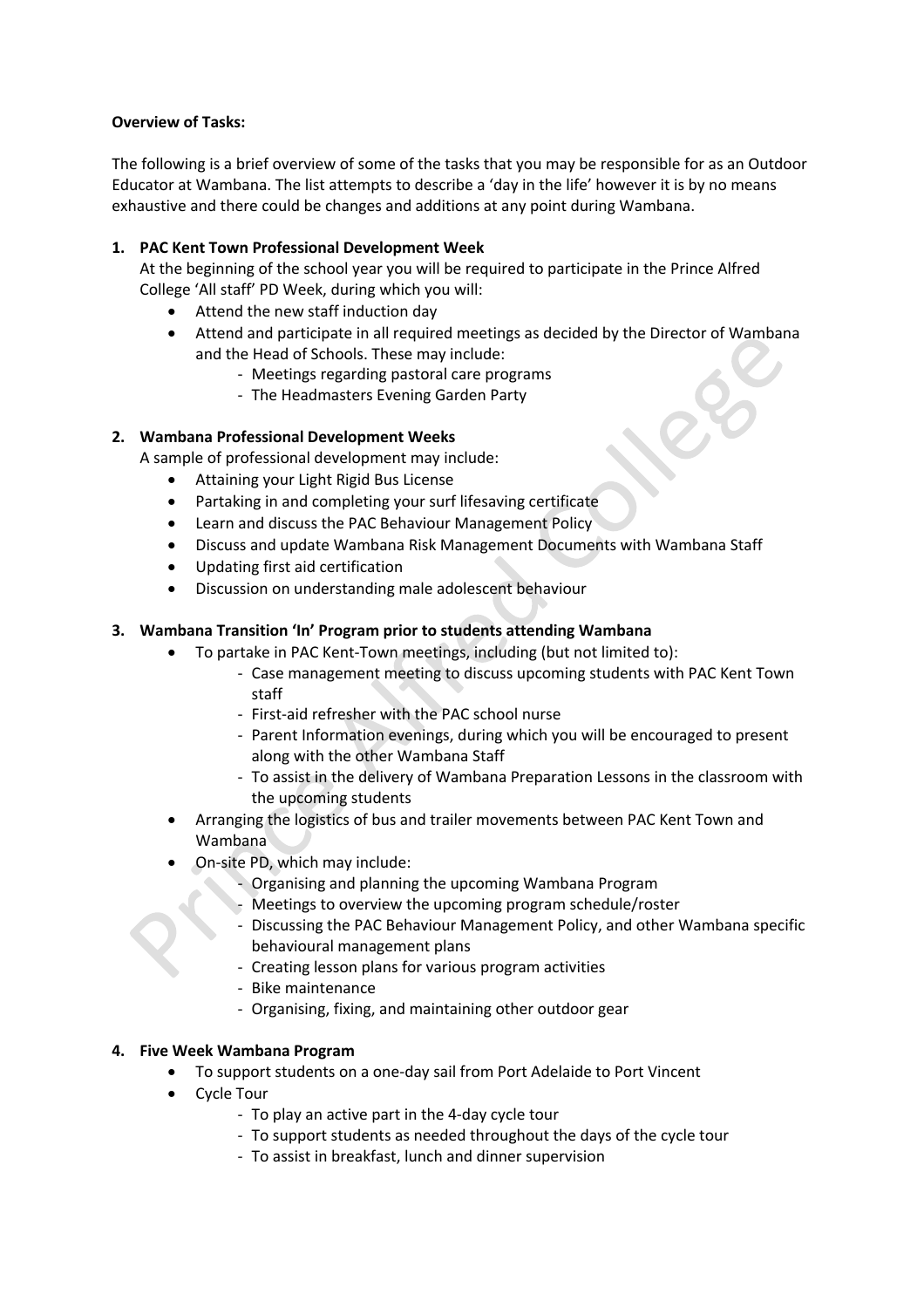**Overview of Tasks:**

The following is a brief overview of some of the tasks that you may be responsible for as an Outdoor Educator at Wambana. The list attempts to describe a 'day in the life' however it is by no means exhaustive and there could be changes and additions at any point during Wambana.

1. **PAC Kent Town Professional Development Week**

   At the beginning of the school year you will be required to participate in the Prince Alfred College 'All staff' PD Week, during which you will:

   - Attend the new staff induction day
   - Attend and participate in all required meetings as decided by the Director of Wambana and the Head of Schools. These may include:
     - Meetings regarding pastoral care programs
     - The Headmasters Evening Garden Party

2. **Wambana Professional Development Weeks**

   A sample of professional development may include:

   - Attaining your Light Rigid Bus License
   - Partaking in and completing your surf lifesaving certificate
   - Learn and discuss the PAC Behaviour Management Policy
   - Discuss and update Wambana Risk Management Documents with Wambana Staff
   - Updating first aid certification
   - Discussion on understanding male adolescent behaviour

3. **Wambana Transition 'In' Program prior to students attending Wambana**

   - To partake in PAC Kent-Town meetings, including (but not limited to):
     - Case management meeting to discuss upcoming students with PAC Kent Town staff
     - First-aid refresher with the PAC school nurse
     - Parent Information evenings, during which you will be encouraged to present along with the other Wambana Staff
     - To assist in the delivery of Wambana Preparation Lessons in the classroom with the upcoming students
   - Arranging the logistics of bus and trailer movements between PAC Kent Town and Wambana
   - On-site PD, which may include:
     - Organising and planning the upcoming Wambana Program
     - Meetings to overview the upcoming program schedule/roster
     - Discussing the PAC Behaviour Management Policy, and other Wambana specific behavioural management plans
     - Creating lesson plans for various program activities
     - Bike maintenance
     - Organising, fixing, and maintaining other outdoor gear

4. **Five Week Wambana Program**

   - To support students on a one-day sail from Port Adelaide to Port Vincent
   - Cycle Tour
     - To play an active part in the 4-day cycle tour
     - To support students as needed throughout the days of the cycle tour
     - To assist in breakfast, lunch and dinner supervision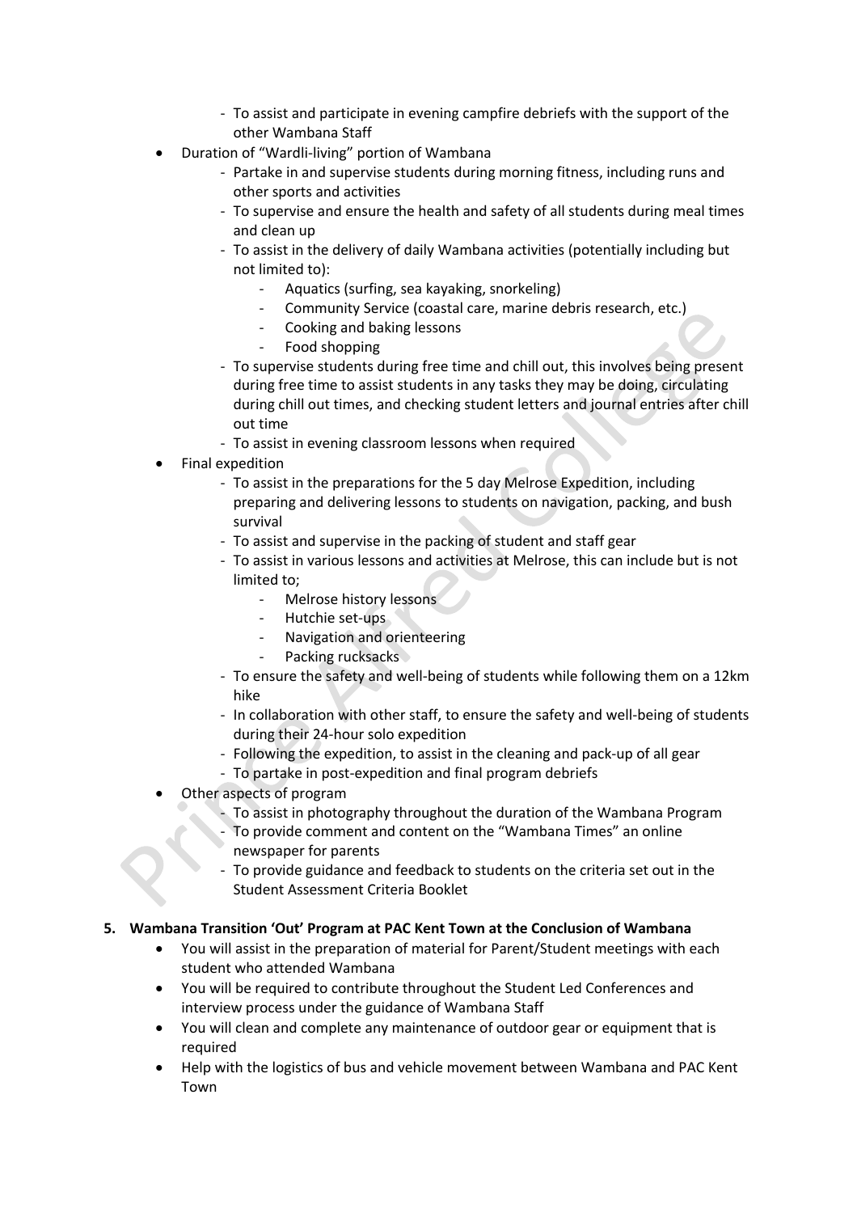- To assist and participate in evening campfire debriefs with the support of the other Wambana Staff
- Duration of "Wardli-living" portion of Wambana
  - Partake in and supervise students during morning fitness, including runs and other sports and activities
  - To supervise and ensure the health and safety of all students during meal times and clean up
  - To assist in the delivery of daily Wambana activities (potentially including but not limited to):
    - Aquatics (surfing, sea kayaking, snorkeling)
    - Community Service (coastal care, marine debris research, etc.)
    - Cooking and baking lessons
    - Food shopping
  - To supervise students during free time and chill out, this involves being present during free time to assist students in any tasks they may be doing, circulating during chill out times, and checking student letters and journal entries after chill out time
  - To assist in evening classroom lessons when required
- Final expedition
  - To assist in the preparations for the 5 day Melrose Expedition, including preparing and delivering lessons to students on navigation, packing, and bush survival
  - To assist and supervise in the packing of student and staff gear
  - To assist in various lessons and activities at Melrose, this can include but is not limited to;
    - Melrose history lessons
    - Hutchie set-ups
    - Navigation and orienteering
    - Packing rucksacks
  - To ensure the safety and well-being of students while following them on a 12km hike
  - In collaboration with other staff, to ensure the safety and well-being of students during their 24-hour solo expedition
  - Following the expedition, to assist in the cleaning and pack-up of all gear
  - To partake in post-expedition and final program debriefs
- Other aspects of program
  - To assist in photography throughout the duration of the Wambana Program
  - To provide comment and content on the "Wambana Times" an online newspaper for parents
  - To provide guidance and feedback to students on the criteria set out in the Student Assessment Criteria Booklet

**5. Wambana Transition 'Out' Program at PAC Kent Town at the Conclusion of Wambana**

- You will assist in the preparation of material for Parent/Student meetings with each student who attended Wambana
- You will be required to contribute throughout the Student Led Conferences and interview process under the guidance of Wambana Staff
- You will clean and complete any maintenance of outdoor gear or equipment that is required
- Help with the logistics of bus and vehicle movement between Wambana and PAC Kent Town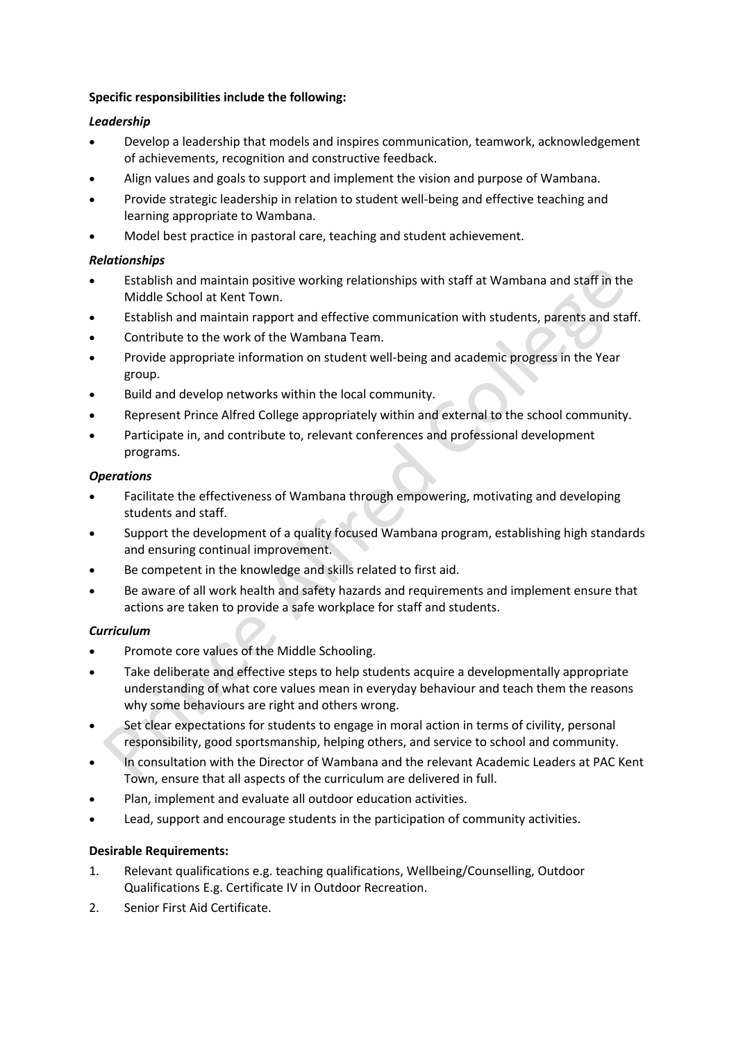**Specific responsibilities include the following:**

***Leadership***

- Develop a leadership that models and inspires communication, teamwork, acknowledgement of achievements, recognition and constructive feedback.
- Align values and goals to support and implement the vision and purpose of Wambana.
- Provide strategic leadership in relation to student well-being and effective teaching and learning appropriate to Wambana.
- Model best practice in pastoral care, teaching and student achievement.

***Relationships***

- Establish and maintain positive working relationships with staff at Wambana and staff in the Middle School at Kent Town.
- Establish and maintain rapport and effective communication with students, parents and staff.
- Contribute to the work of the Wambana Team.
- Provide appropriate information on student well-being and academic progress in the Year group.
- Build and develop networks within the local community.
- Represent Prince Alfred College appropriately within and external to the school community.
- Participate in, and contribute to, relevant conferences and professional development programs.

***Operations***

- Facilitate the effectiveness of Wambana through empowering, motivating and developing students and staff.
- Support the development of a quality focused Wambana program, establishing high standards and ensuring continual improvement.
- Be competent in the knowledge and skills related to first aid.
- Be aware of all work health and safety hazards and requirements and implement ensure that actions are taken to provide a safe workplace for staff and students.

***Curriculum***

- Promote core values of the Middle Schooling.
- Take deliberate and effective steps to help students acquire a developmentally appropriate understanding of what core values mean in everyday behaviour and teach them the reasons why some behaviours are right and others wrong.
- Set clear expectations for students to engage in moral action in terms of civility, personal responsibility, good sportsmanship, helping others, and service to school and community.
- In consultation with the Director of Wambana and the relevant Academic Leaders at PAC Kent Town, ensure that all aspects of the curriculum are delivered in full.
- Plan, implement and evaluate all outdoor education activities.
- Lead, support and encourage students in the participation of community activities.

**Desirable Requirements:**

1. Relevant qualifications e.g. teaching qualifications, Wellbeing/Counselling, Outdoor Qualifications E.g. Certificate IV in Outdoor Recreation.
2. Senior First Aid Certificate.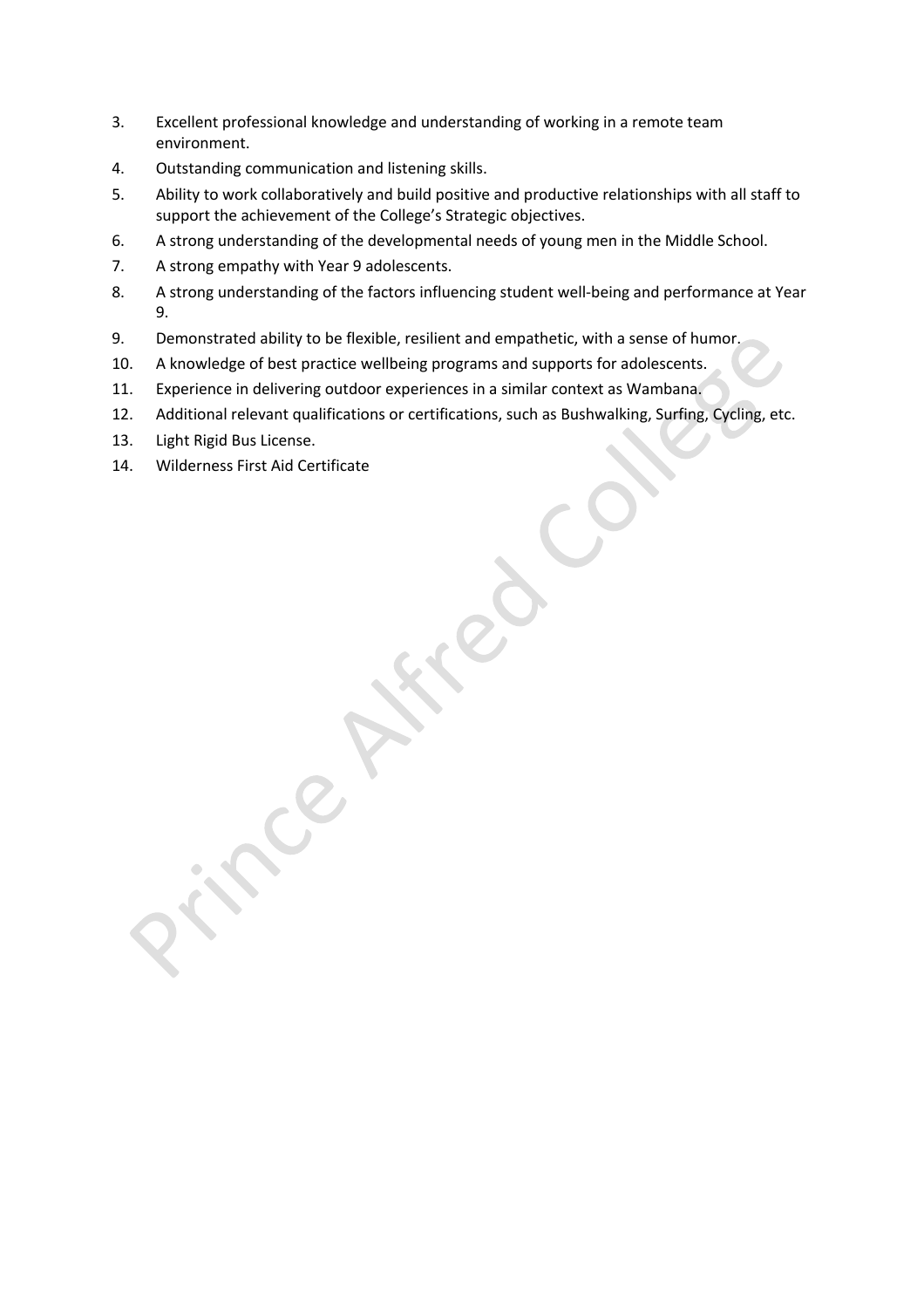3. Excellent professional knowledge and understanding of working in a remote team environment.
4. Outstanding communication and listening skills.
5. Ability to work collaboratively and build positive and productive relationships with all staff to support the achievement of the College's Strategic objectives.
6. A strong understanding of the developmental needs of young men in the Middle School.
7. A strong empathy with Year 9 adolescents.
8. A strong understanding of the factors influencing student well-being and performance at Year 9.
9. Demonstrated ability to be flexible, resilient and empathetic, with a sense of humor.
10. A knowledge of best practice wellbeing programs and supports for adolescents.
11. Experience in delivering outdoor experiences in a similar context as Wambana.
12. Additional relevant qualifications or certifications, such as Bushwalking, Surfing, Cycling, etc.
13. Light Rigid Bus License.
14. Wilderness First Aid Certificate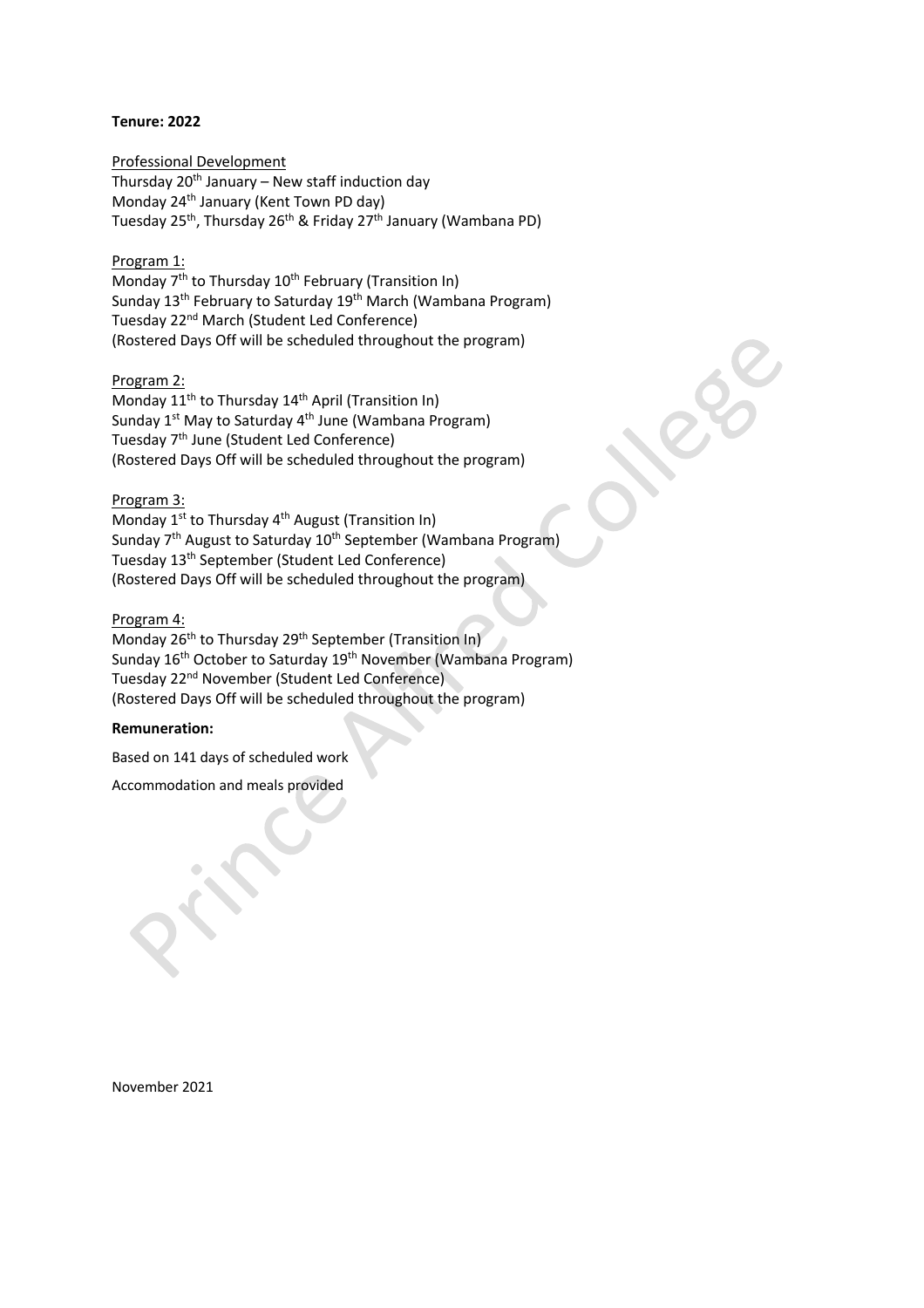**Tenure: 2022**

Professional Development
Thursday 20th January – New staff induction day
Monday 24th January (Kent Town PD day)
Tuesday 25th, Thursday 26th & Friday 27th January (Wambana PD)

Program 1:
Monday 7th to Thursday 10th February (Transition In)
Sunday 13th February to Saturday 19th March (Wambana Program)
Tuesday 22nd March (Student Led Conference)
(Rostered Days Off will be scheduled throughout the program)

Program 2:
Monday 11th to Thursday 14th April (Transition In)
Sunday 1st May to Saturday 4th June (Wambana Program)
Tuesday 7th June (Student Led Conference)
(Rostered Days Off will be scheduled throughout the program)

Program 3:
Monday 1st to Thursday 4th August (Transition In)
Sunday 7th August to Saturday 10th September (Wambana Program)
Tuesday 13th September (Student Led Conference)
(Rostered Days Off will be scheduled throughout the program)

Program 4:
Monday 26th to Thursday 29th September (Transition In)
Sunday 16th October to Saturday 19th November (Wambana Program)
Tuesday 22nd November (Student Led Conference)
(Rostered Days Off will be scheduled throughout the program)

**Remuneration:**

Based on 141 days of scheduled work

Accommodation and meals provided

November 2021